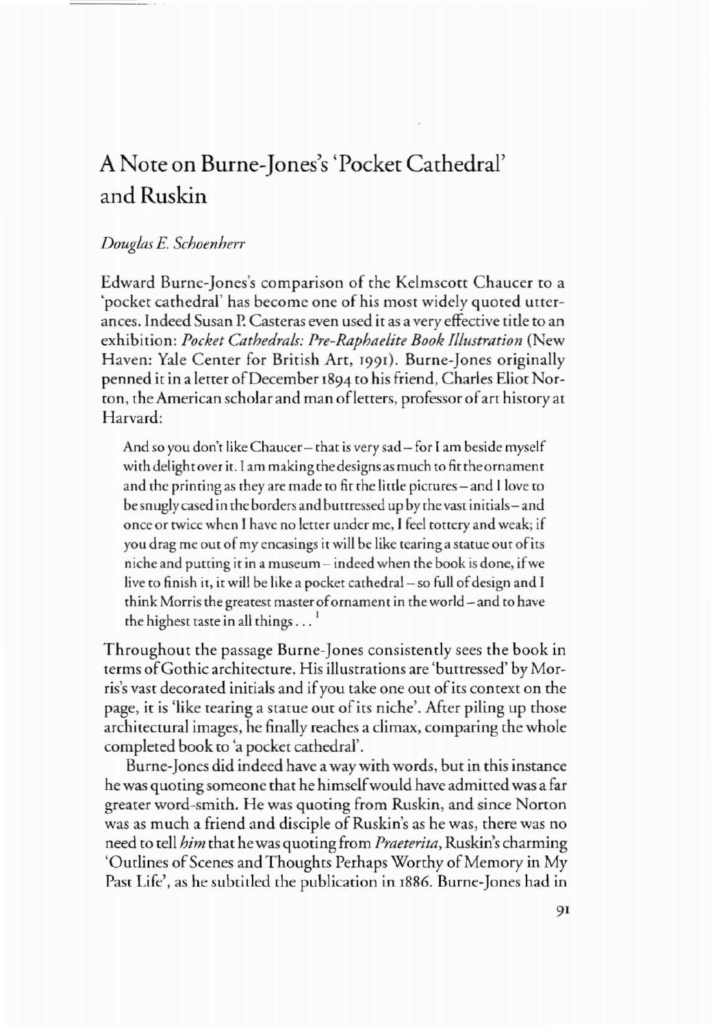# A Note on Burne-Jones's 'Pocket Cathedral' and Ruskin

*Douglas E. Schoenherr*

Edward Burne-Jones's comparison of the Kelmscott Chaucer to a 'pocket cathedral' has become one of his most widely quoted utterances. Indeed Susan P. Casteras even used it as a very effective title to an exhibition: *Pocket Cathedrals: Pre-Raphaelite Book Illustration* (New Haven: Yale Center for British Art, 1991). Burne-Jones originally penned it in a letter of December 1894 to his friend, Charles Eliot Norton, the American scholar and man of letters, professor of art history at Harvard:

> And so you don't like Chaucer – that is very sad – for I am beside myself with delight over it. I am making the designs as much to fit the ornament and the printing as they are made to fit the little pictures – and I love to be snugly cased in the borders and buttressed up by the vast initials – and once or twice when I have no letter under me, I feel tottery and weak; if you drag me out of my encasings it will be like tearing a statue out of its niche and putting it in a museum – indeed when the book is done, if we live to finish it, it will be like a pocket cathedral – so full of design and I think Morris the greatest master of ornament in the world – and to have the highest taste in all things . . . [1]

Throughout the passage Burne-Jones consistently sees the book in terms of Gothic architecture. His illustrations are 'buttressed' by Morris's vast decorated initials and if you take one out of its context on the page, it is 'like tearing a statue out of its niche'. After piling up those architectural images, he finally reaches a climax, comparing the whole completed book to 'a pocket cathedral'.

Burne-Jones did indeed have a way with words, but in this instance he was quoting someone that he himself would have admitted was a far greater word-smith. He was quoting from Ruskin, and since Norton was as much a friend and disciple of Ruskin's as he was, there was no need to tell *him* that he was quoting from *Praeterita*, Ruskin's charming 'Outlines of Scenes and Thoughts Perhaps Worthy of Memory in My Past Life', as he subtitled the publication in 1886. Burne-Jones had in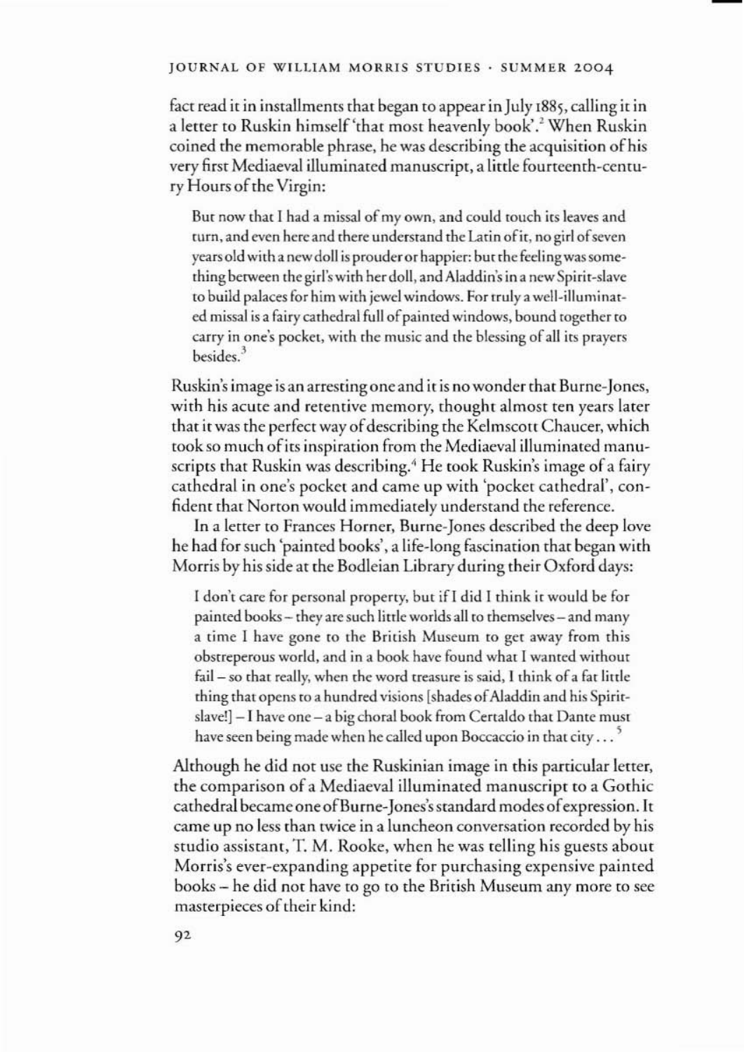fact read it in installments that began to appear in July 1885, calling it in a letter to Ruskin himself 'that most heavenly book'.[2] When Ruskin coined the memorable phrase, he was describing the acquisition of his very first Mediaeval illuminated manuscript, a little fourteenth-century Hours of the Virgin:

> But now that I had a missal of my own, and could touch its leaves and turn, and even here and there understand the Latin of it, no girl of seven years old with a new doll is prouder or happier: but the feeling was something between the girl's with her doll, and Aladdin's in a new Spirit-slave to build palaces for him with jewel windows. For truly a well-illuminated missal is a fairy cathedral full of painted windows, bound together to carry in one's pocket, with the music and the blessing of all its prayers besides.[3]

Ruskin's image is an arresting one and it is no wonder that Burne-Jones, with his acute and retentive memory, thought almost ten years later that it was the perfect way of describing the Kelmscott Chaucer, which took so much of its inspiration from the Mediaeval illuminated manuscripts that Ruskin was describing.[4] He took Ruskin's image of a fairy cathedral in one's pocket and came up with 'pocket cathedral', confident that Norton would immediately understand the reference.

In a letter to Frances Horner, Burne-Jones described the deep love he had for such 'painted books', a life-long fascination that began with Morris by his side at the Bodleian Library during their Oxford days:

> I don't care for personal property, but if I did I think it would be for painted books – they are such little worlds all to themselves – and many a time I have gone to the British Museum to get away from this obstreperous world, and in a book have found what I wanted without fail – so that really, when the word treasure is said, I think of a fat little thing that opens to a hundred visions [shades of Aladdin and his Spirit-slave!] – I have one – a big choral book from Certaldo that Dante must have seen being made when he called upon Boccaccio in that city . . .[5]

Although he did not use the Ruskinian image in this particular letter, the comparison of a Mediaeval illuminated manuscript to a Gothic cathedral became one of Burne-Jones's standard modes of expression. It came up no less than twice in a luncheon conversation recorded by his studio assistant, T. M. Rooke, when he was telling his guests about Morris's ever-expanding appetite for purchasing expensive painted books – he did not have to go to the British Museum any more to see masterpieces of their kind: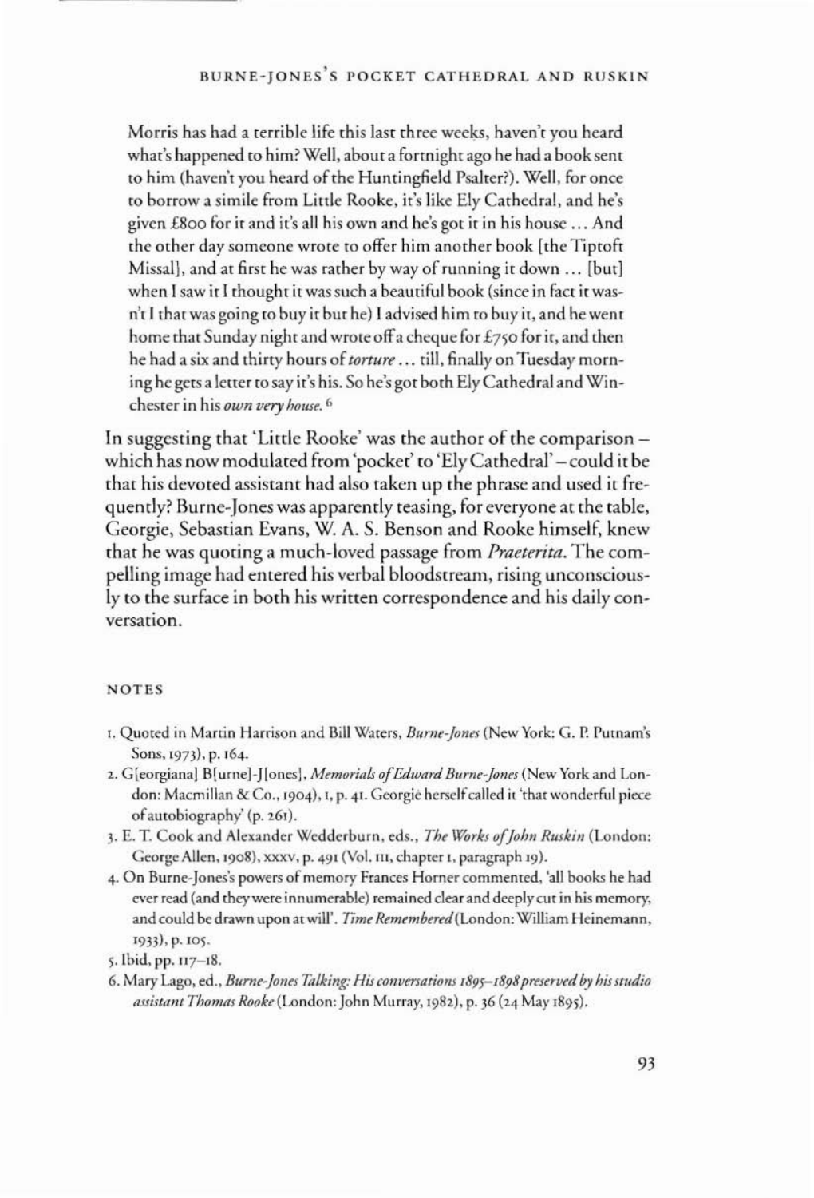Morris has had a terrible life this last three weeks, haven't you heard what's happened to him? Well, about a fortnight ago he had a book sent to him (haven't you heard of the Huntingfield Psalter?). Well, for once to borrow a simile from Little Rooke, it's like Ely Cathedral, and he's given £800 for it and it's all his own and he's got it in his house ... And the other day someone wrote to offer him another book [the Tiptoft Missal], and at first he was rather by way of running it down ... [but] when I saw it I thought it was such a beautiful book (since in fact it wasn't I that was going to buy it but he) I advised him to buy it, and he went home that Sunday night and wrote off a cheque for £750 for it, and then he had a six and thirty hours of *torture* ... till, finally on Tuesday morning he gets a letter to say it's his. So he's got both Ely Cathedral and Winchester in his *own very house.* [6]

In suggesting that 'Little Rooke' was the author of the comparison – which has now modulated from 'pocket' to 'Ely Cathedral' – could it be that his devoted assistant had also taken up the phrase and used it frequently? Burne-Jones was apparently teasing, for everyone at the table, Georgie, Sebastian Evans, W. A. S. Benson and Rooke himself, knew that he was quoting a much-loved passage from *Praeterita*. The compelling image had entered his verbal bloodstream, rising unconsciously to the surface in both his written correspondence and his daily conversation.

## NOTES

1. Quoted in Martin Harrison and Bill Waters, *Burne-Jones* (New York: G. P. Putnam's Sons, 1973), p. 164.
2. G[eorgiana] B[urne]-J[ones], *Memorials of Edward Burne-Jones* (New York and London: Macmillan & Co., 1904), I, p. 41. Georgie herself called it 'that wonderful piece of autobiography' (p. 261).
3. E. T. Cook and Alexander Wedderburn, eds., *The Works of John Ruskin* (London: George Allen, 1908), XXXV, p. 491 (Vol. III, chapter I, paragraph 19).
4. On Burne-Jones's powers of memory Frances Horner commented, 'all books he had ever read (and they were innumerable) remained clear and deeply cut in his memory, and could be drawn upon at will'. *Time Remembered* (London: William Heinemann, 1933), p. 105.
5. Ibid, pp. 117–18.
6. Mary Lago, ed., *Burne-Jones Talking: His conversations 1895–1898 preserved by his studio assistant Thomas Rooke* (London: John Murray, 1982), p. 36 (24 May 1895).